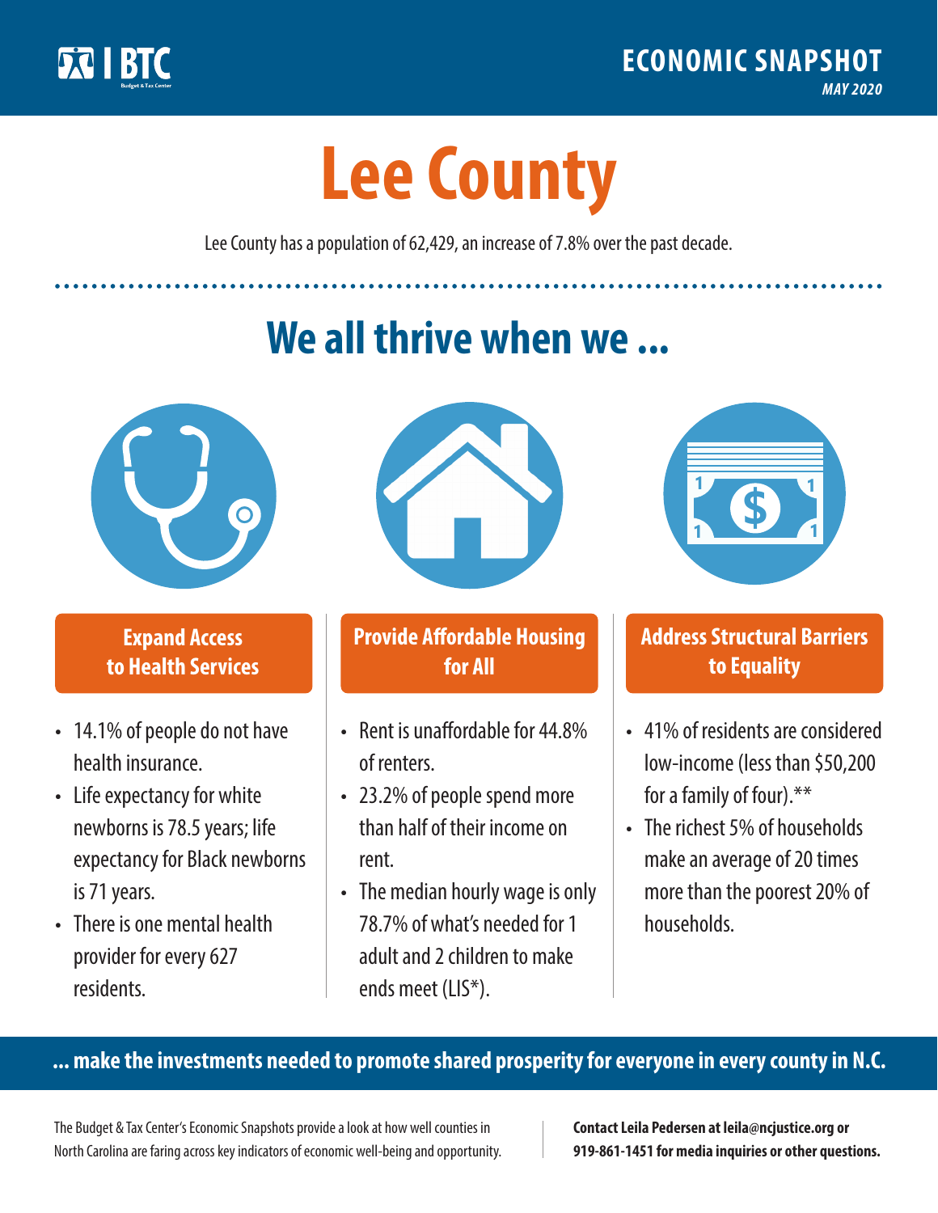BTC

# ECONOMIC SNAPSHOT

*MAY 2020*

# Lee County

Lee County has a population of 62,429, an increase of 7.8% over the past decade.

## We all thrive when we ...

### Expand Access to Health Services

- 14.1% of people do not have health insurance.
- Life expectancy for white newborns is 78.5 years; life expectancy for Black newborns is 71 years.
- There is one mental health provider for every 627 residents.

### Provide Affordable Housing for All

- Rent is unaffordable for 44.8% of renters.
- 23.2% of people spend more than half of their income on rent.
- The median hourly wage is only 78.7% of what's needed for 1 adult and 2 children to make ends meet (LIS*).

### Address Structural Barriers to Equality

- 41% of residents are considered low-income (less than $50,200 for a family of four).**
- The richest 5% of households make an average of 20 times more than the poorest 20% of households.

**... make the investments needed to promote shared prosperity for everyone in every county in N.C.**

The Budget & Tax Center's Economic Snapshots provide a look at how well counties in North Carolina are faring across key indicators of economic well-being and opportunity.

**Contact Leila Pedersen at leila@ncjustice.org or 919-861-1451 for media inquiries or other questions.**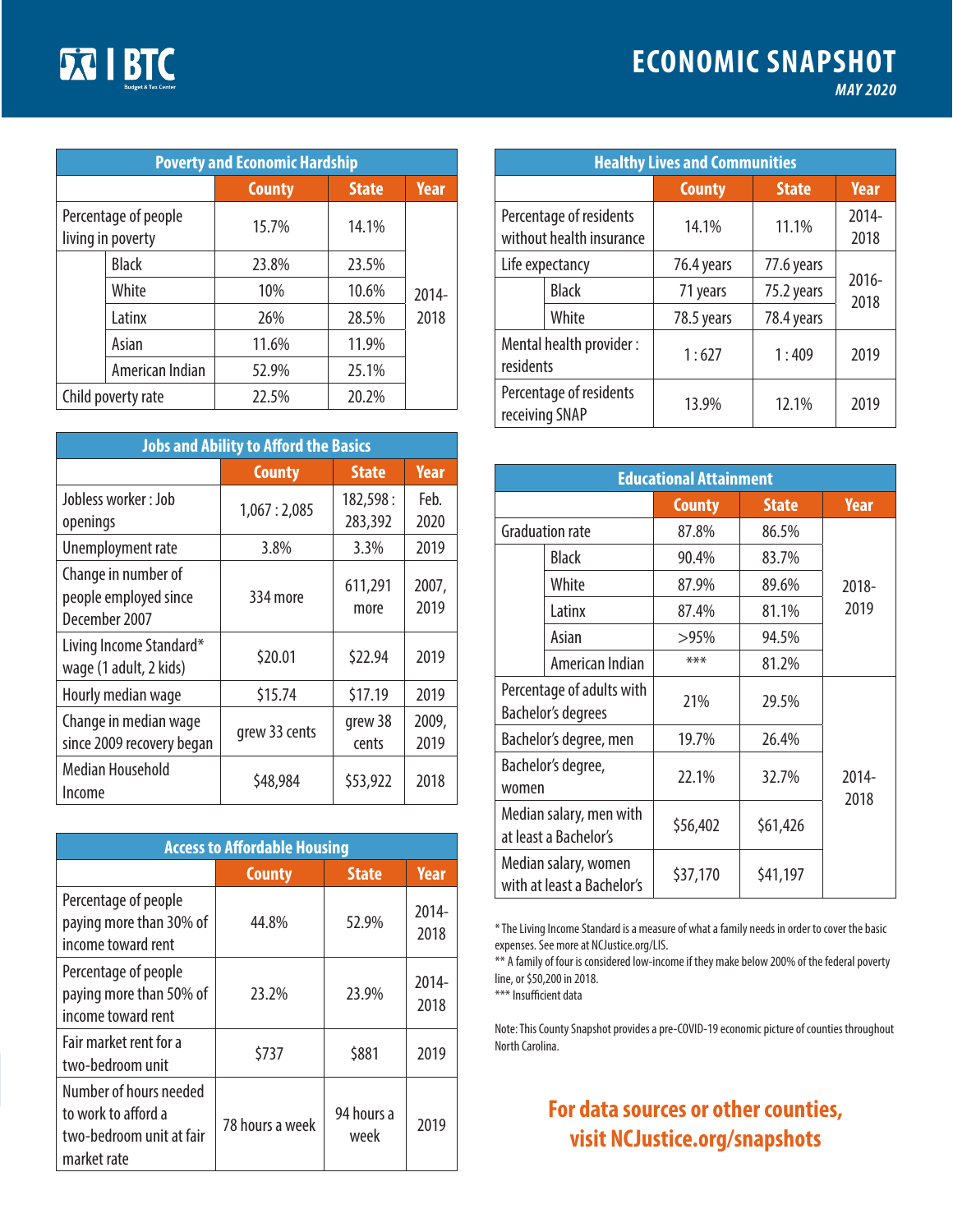BTC | Budget & Tax Center

# ECONOMIC SNAPSHOT

*MAY 2020*

## Poverty and Economic Hardship

| | | County | State | Year |
|---|---|---|---|---|
| Percentage of people living in poverty | | 15.7% | 14.1% | 2014-2018 |
| | Black | 23.8% | 23.5% | |
| | White | 10% | 10.6% | |
| | Latinx | 26% | 28.5% | |
| | Asian | 11.6% | 11.9% | |
| | American Indian | 52.9% | 25.1% | |
| Child poverty rate | | 22.5% | 20.2% | |

## Jobs and Ability to Afford the Basics

| | County | State | Year |
|---|---|---|---|
| Jobless worker : Job openings | 1,067 : 2,085 | 182,598 : 283,392 | Feb. 2020 |
| Unemployment rate | 3.8% | 3.3% | 2019 |
| Change in number of people employed since December 2007 | 334 more | 611,291 more | 2007, 2019 |
| Living Income Standard* wage (1 adult, 2 kids) | $20.01 | $22.94 | 2019 |
| Hourly median wage | $15.74 | $17.19 | 2019 |
| Change in median wage since 2009 recovery began | grew 33 cents | grew 38 cents | 2009, 2019 |
| Median Household Income | $48,984 | $53,922 | 2018 |

## Access to Affordable Housing

| | County | State | Year |
|---|---|---|---|
| Percentage of people paying more than 30% of income toward rent | 44.8% | 52.9% | 2014-2018 |
| Percentage of people paying more than 50% of income toward rent | 23.2% | 23.9% | 2014-2018 |
| Fair market rent for a two-bedroom unit | $737 | $881 | 2019 |
| Number of hours needed to work to afford a two-bedroom unit at fair market rate | 78 hours a week | 94 hours a week | 2019 |

## Healthy Lives and Communities

| | | County | State | Year |
|---|---|---|---|---|
| Percentage of residents without health insurance | | 14.1% | 11.1% | 2014-2018 |
| Life expectancy | | 76.4 years | 77.6 years | 2016-2018 |
| | Black | 71 years | 75.2 years | |
| | White | 78.5 years | 78.4 years | |
| Mental health provider : residents | | 1 : 627 | 1 : 409 | 2019 |
| Percentage of residents receiving SNAP | | 13.9% | 12.1% | 2019 |

## Educational Attainment

| | | County | State | Year |
|---|---|---|---|---|
| Graduation rate | | 87.8% | 86.5% | 2018-2019 |
| | Black | 90.4% | 83.7% | |
| | White | 87.9% | 89.6% | |
| | Latinx | 87.4% | 81.1% | |
| | Asian | >95% | 94.5% | |
| | American Indian | *** | 81.2% | |
| Percentage of adults with Bachelor's degrees | | 21% | 29.5% | 2014-2018 |
| Bachelor's degree, men | | 19.7% | 26.4% | |
| Bachelor's degree, women | | 22.1% | 32.7% | |
| Median salary, men with at least a Bachelor's | | $56,402 | $61,426 | |
| Median salary, women with at least a Bachelor's | | $37,170 | $41,197 | |

* The Living Income Standard is a measure of what a family needs in order to cover the basic expenses. See more at NCJustice.org/LIS.

** A family of four is considered low-income if they make below 200% of the federal poverty line, or $50,200 in 2018.

*** Insufficient data

Note: This County Snapshot provides a pre-COVID-19 economic picture of counties throughout North Carolina.

**For data sources or other counties, visit NCJustice.org/snapshots**